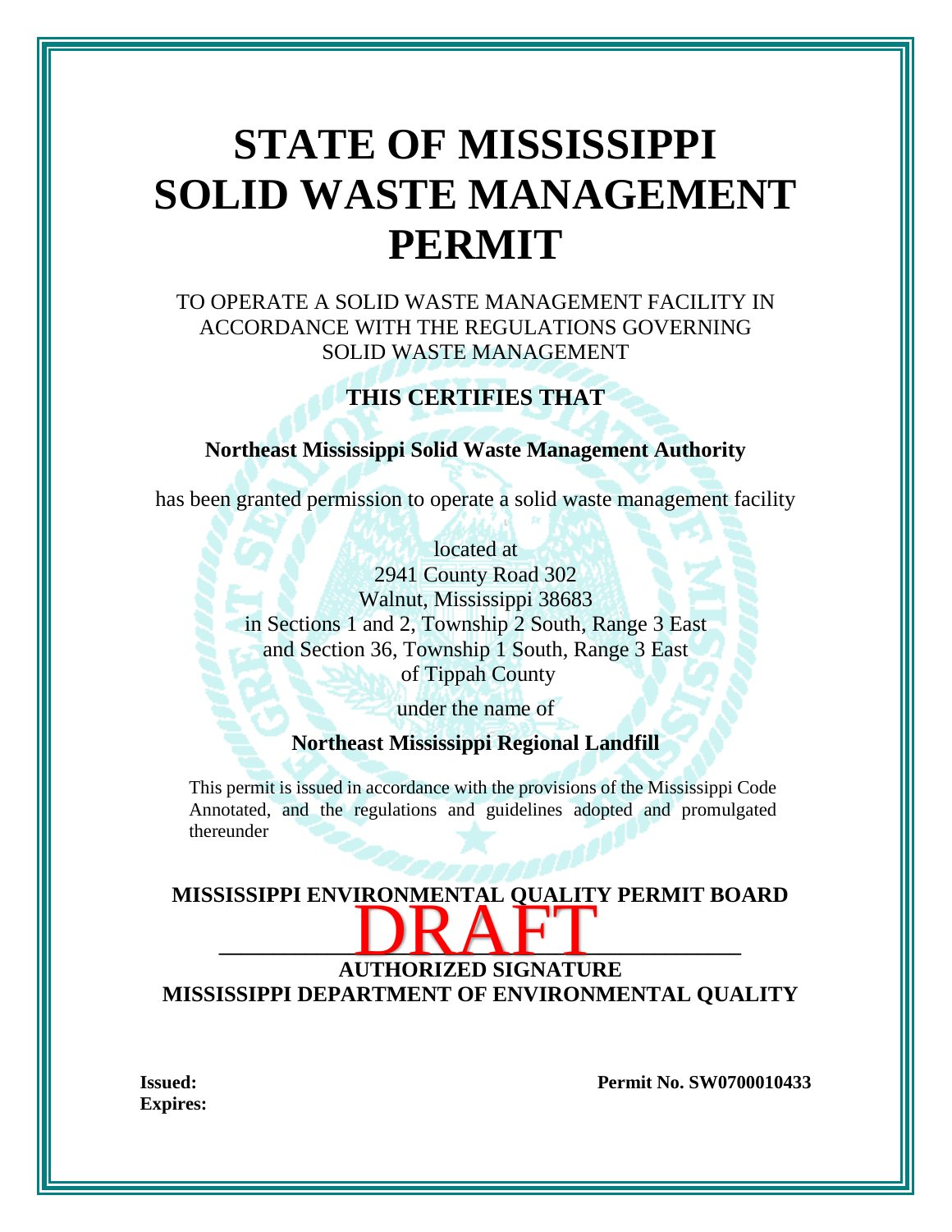# STATE OF MISSISSIPPI SOLID WASTE MANAGEMENT PERMIT

TO OPERATE A SOLID WASTE MANAGEMENT FACILITY IN ACCORDANCE WITH THE REGULATIONS GOVERNING SOLID WASTE MANAGEMENT

**THIS CERTIFIES THAT**

**Northeast Mississippi Solid Waste Management Authority**

has been granted permission to operate a solid waste management facility

located at
2941 County Road 302
Walnut, Mississippi 38683
in Sections 1 and 2, Township 2 South, Range 3 East
and Section 36, Township 1 South, Range 3 East
of Tippah County

under the name of

**Northeast Mississippi Regional Landfill**

This permit is issued in accordance with the provisions of the Mississippi Code Annotated, and the regulations and guidelines adopted and promulgated thereunder

**MISSISSIPPI ENVIRONMENTAL QUALITY PERMIT BOARD**

DRAFT

**AUTHORIZED SIGNATURE**
**MISSISSIPPI DEPARTMENT OF ENVIRONMENTAL QUALITY**

**Issued:**
**Expires:**

**Permit No. SW0700010433**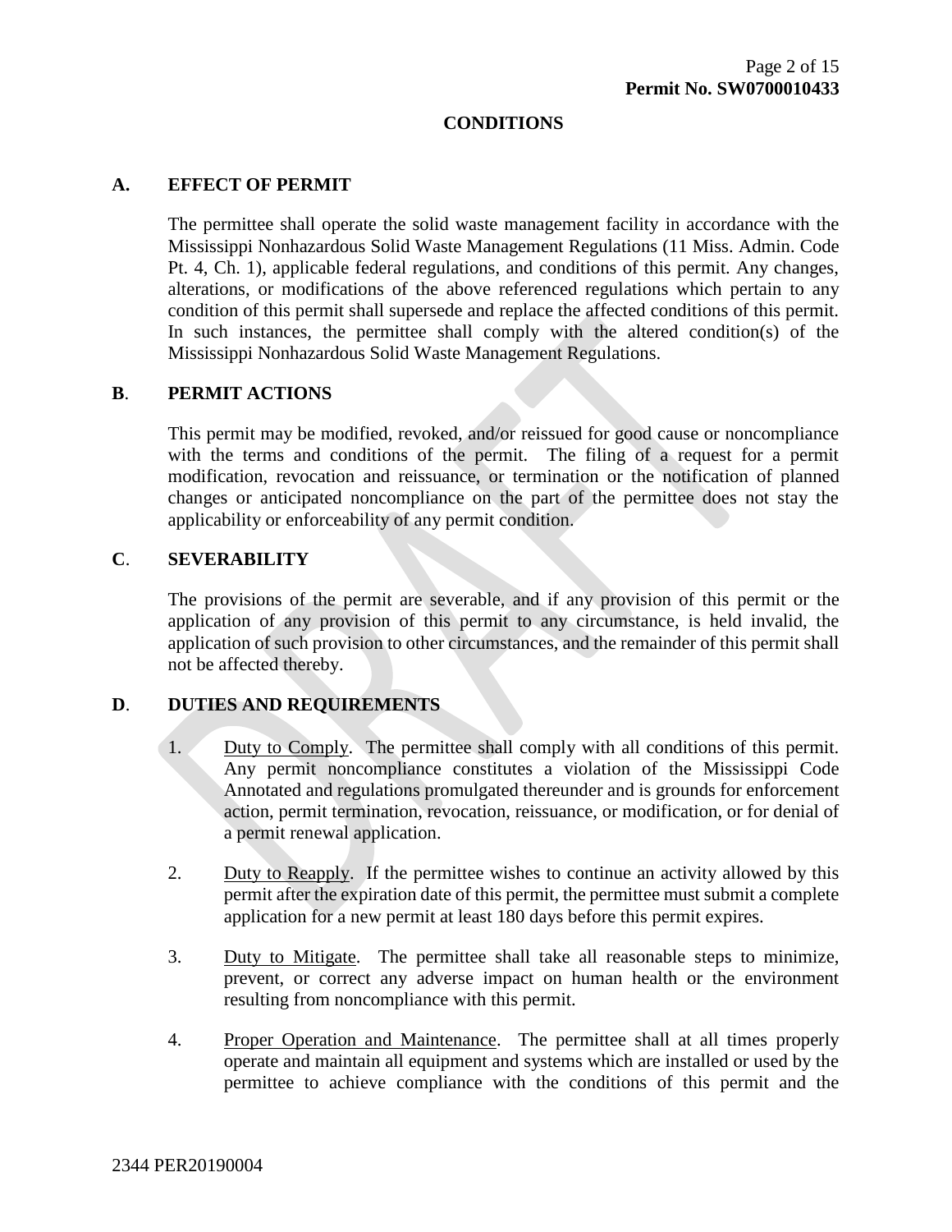## CONDITIONS

### A. EFFECT OF PERMIT

The permittee shall operate the solid waste management facility in accordance with the Mississippi Nonhazardous Solid Waste Management Regulations (11 Miss. Admin. Code Pt. 4, Ch. 1), applicable federal regulations, and conditions of this permit. Any changes, alterations, or modifications of the above referenced regulations which pertain to any condition of this permit shall supersede and replace the affected conditions of this permit. In such instances, the permittee shall comply with the altered condition(s) of the Mississippi Nonhazardous Solid Waste Management Regulations.

### B. PERMIT ACTIONS

This permit may be modified, revoked, and/or reissued for good cause or noncompliance with the terms and conditions of the permit. The filing of a request for a permit modification, revocation and reissuance, or termination or the notification of planned changes or anticipated noncompliance on the part of the permittee does not stay the applicability or enforceability of any permit condition.

### C. SEVERABILITY

The provisions of the permit are severable, and if any provision of this permit or the application of any provision of this permit to any circumstance, is held invalid, the application of such provision to other circumstances, and the remainder of this permit shall not be affected thereby.

### D. DUTIES AND REQUIREMENTS

1. Duty to Comply. The permittee shall comply with all conditions of this permit. Any permit noncompliance constitutes a violation of the Mississippi Code Annotated and regulations promulgated thereunder and is grounds for enforcement action, permit termination, revocation, reissuance, or modification, or for denial of a permit renewal application.

2. Duty to Reapply. If the permittee wishes to continue an activity allowed by this permit after the expiration date of this permit, the permittee must submit a complete application for a new permit at least 180 days before this permit expires.

3. Duty to Mitigate. The permittee shall take all reasonable steps to minimize, prevent, or correct any adverse impact on human health or the environment resulting from noncompliance with this permit.

4. Proper Operation and Maintenance. The permittee shall at all times properly operate and maintain all equipment and systems which are installed or used by the permittee to achieve compliance with the conditions of this permit and the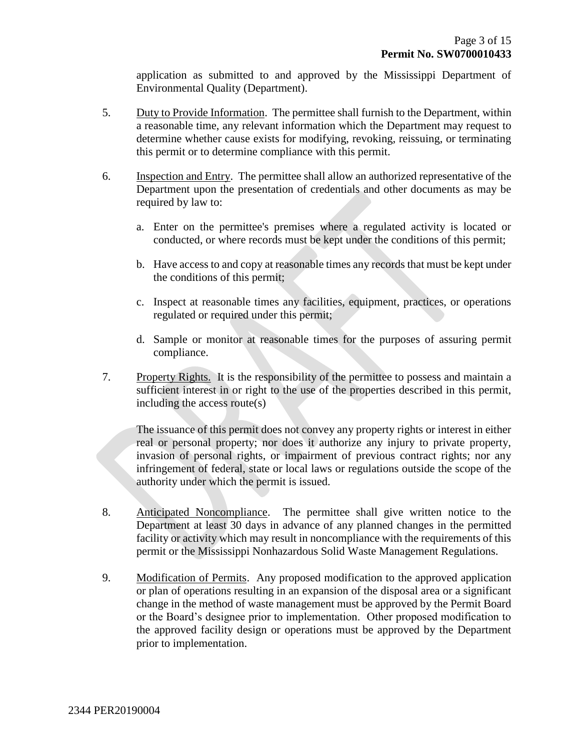application as submitted to and approved by the Mississippi Department of Environmental Quality (Department).

5. Duty to Provide Information. The permittee shall furnish to the Department, within a reasonable time, any relevant information which the Department may request to determine whether cause exists for modifying, revoking, reissuing, or terminating this permit or to determine compliance with this permit.

6. Inspection and Entry. The permittee shall allow an authorized representative of the Department upon the presentation of credentials and other documents as may be required by law to:

   a. Enter on the permittee's premises where a regulated activity is located or conducted, or where records must be kept under the conditions of this permit;

   b. Have access to and copy at reasonable times any records that must be kept under the conditions of this permit;

   c. Inspect at reasonable times any facilities, equipment, practices, or operations regulated or required under this permit;

   d. Sample or monitor at reasonable times for the purposes of assuring permit compliance.

7. Property Rights. It is the responsibility of the permittee to possess and maintain a sufficient interest in or right to the use of the properties described in this permit, including the access route(s)

   The issuance of this permit does not convey any property rights or interest in either real or personal property; nor does it authorize any injury to private property, invasion of personal rights, or impairment of previous contract rights; nor any infringement of federal, state or local laws or regulations outside the scope of the authority under which the permit is issued.

8. Anticipated Noncompliance. The permittee shall give written notice to the Department at least 30 days in advance of any planned changes in the permitted facility or activity which may result in noncompliance with the requirements of this permit or the Mississippi Nonhazardous Solid Waste Management Regulations.

9. Modification of Permits. Any proposed modification to the approved application or plan of operations resulting in an expansion of the disposal area or a significant change in the method of waste management must be approved by the Permit Board or the Board's designee prior to implementation. Other proposed modification to the approved facility design or operations must be approved by the Department prior to implementation.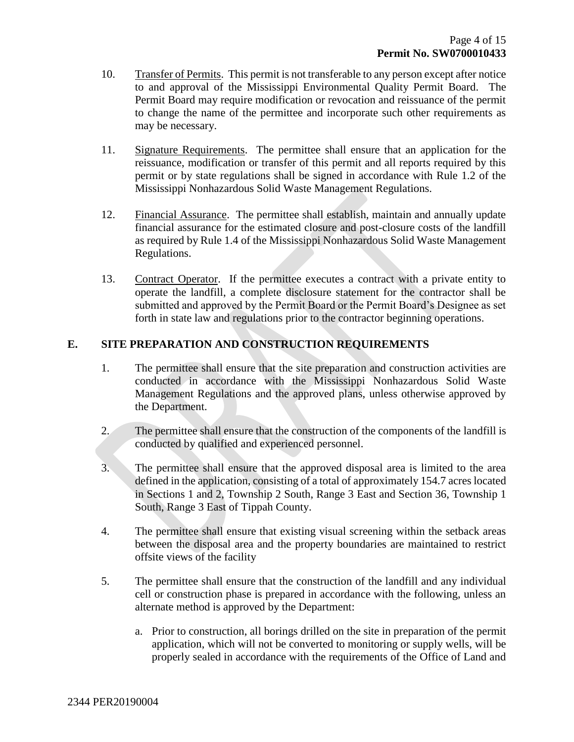10. Transfer of Permits. This permit is not transferable to any person except after notice to and approval of the Mississippi Environmental Quality Permit Board. The Permit Board may require modification or revocation and reissuance of the permit to change the name of the permittee and incorporate such other requirements as may be necessary.

11. Signature Requirements. The permittee shall ensure that an application for the reissuance, modification or transfer of this permit and all reports required by this permit or by state regulations shall be signed in accordance with Rule 1.2 of the Mississippi Nonhazardous Solid Waste Management Regulations.

12. Financial Assurance. The permittee shall establish, maintain and annually update financial assurance for the estimated closure and post-closure costs of the landfill as required by Rule 1.4 of the Mississippi Nonhazardous Solid Waste Management Regulations.

13. Contract Operator. If the permittee executes a contract with a private entity to operate the landfill, a complete disclosure statement for the contractor shall be submitted and approved by the Permit Board or the Permit Board's Designee as set forth in state law and regulations prior to the contractor beginning operations.

## E. SITE PREPARATION AND CONSTRUCTION REQUIREMENTS

1. The permittee shall ensure that the site preparation and construction activities are conducted in accordance with the Mississippi Nonhazardous Solid Waste Management Regulations and the approved plans, unless otherwise approved by the Department.

2. The permittee shall ensure that the construction of the components of the landfill is conducted by qualified and experienced personnel.

3. The permittee shall ensure that the approved disposal area is limited to the area defined in the application, consisting of a total of approximately 154.7 acres located in Sections 1 and 2, Township 2 South, Range 3 East and Section 36, Township 1 South, Range 3 East of Tippah County.

4. The permittee shall ensure that existing visual screening within the setback areas between the disposal area and the property boundaries are maintained to restrict offsite views of the facility

5. The permittee shall ensure that the construction of the landfill and any individual cell or construction phase is prepared in accordance with the following, unless an alternate method is approved by the Department:

    a. Prior to construction, all borings drilled on the site in preparation of the permit application, which will not be converted to monitoring or supply wells, will be properly sealed in accordance with the requirements of the Office of Land and

2344 PER20190004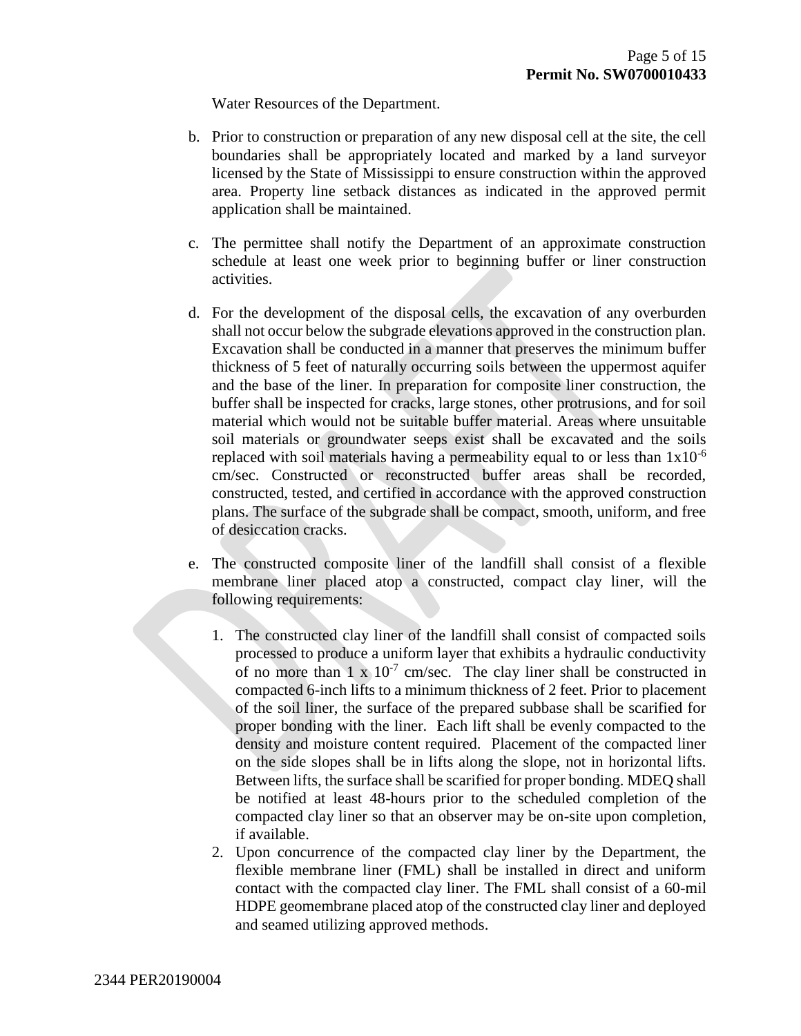Water Resources of the Department.

b. Prior to construction or preparation of any new disposal cell at the site, the cell boundaries shall be appropriately located and marked by a land surveyor licensed by the State of Mississippi to ensure construction within the approved area. Property line setback distances as indicated in the approved permit application shall be maintained.

c. The permittee shall notify the Department of an approximate construction schedule at least one week prior to beginning buffer or liner construction activities.

d. For the development of the disposal cells, the excavation of any overburden shall not occur below the subgrade elevations approved in the construction plan. Excavation shall be conducted in a manner that preserves the minimum buffer thickness of 5 feet of naturally occurring soils between the uppermost aquifer and the base of the liner. In preparation for composite liner construction, the buffer shall be inspected for cracks, large stones, other protrusions, and for soil material which would not be suitable buffer material. Areas where unsuitable soil materials or groundwater seeps exist shall be excavated and the soils replaced with soil materials having a permeability equal to or less than $1x10^{-6}$ cm/sec. Constructed or reconstructed buffer areas shall be recorded, constructed, tested, and certified in accordance with the approved construction plans. The surface of the subgrade shall be compact, smooth, uniform, and free of desiccation cracks.

e. The constructed composite liner of the landfill shall consist of a flexible membrane liner placed atop a constructed, compact clay liner, will the following requirements:

   1. The constructed clay liner of the landfill shall consist of compacted soils processed to produce a uniform layer that exhibits a hydraulic conductivity of no more than $1 \times 10^{-7}$ cm/sec. The clay liner shall be constructed in compacted 6-inch lifts to a minimum thickness of 2 feet. Prior to placement of the soil liner, the surface of the prepared subbase shall be scarified for proper bonding with the liner. Each lift shall be evenly compacted to the density and moisture content required. Placement of the compacted liner on the side slopes shall be in lifts along the slope, not in horizontal lifts. Between lifts, the surface shall be scarified for proper bonding. MDEQ shall be notified at least 48-hours prior to the scheduled completion of the compacted clay liner so that an observer may be on-site upon completion, if available.
   2. Upon concurrence of the compacted clay liner by the Department, the flexible membrane liner (FML) shall be installed in direct and uniform contact with the compacted clay liner. The FML shall consist of a 60-mil HDPE geomembrane placed atop of the constructed clay liner and deployed and seamed utilizing approved methods.

2344 PER20190004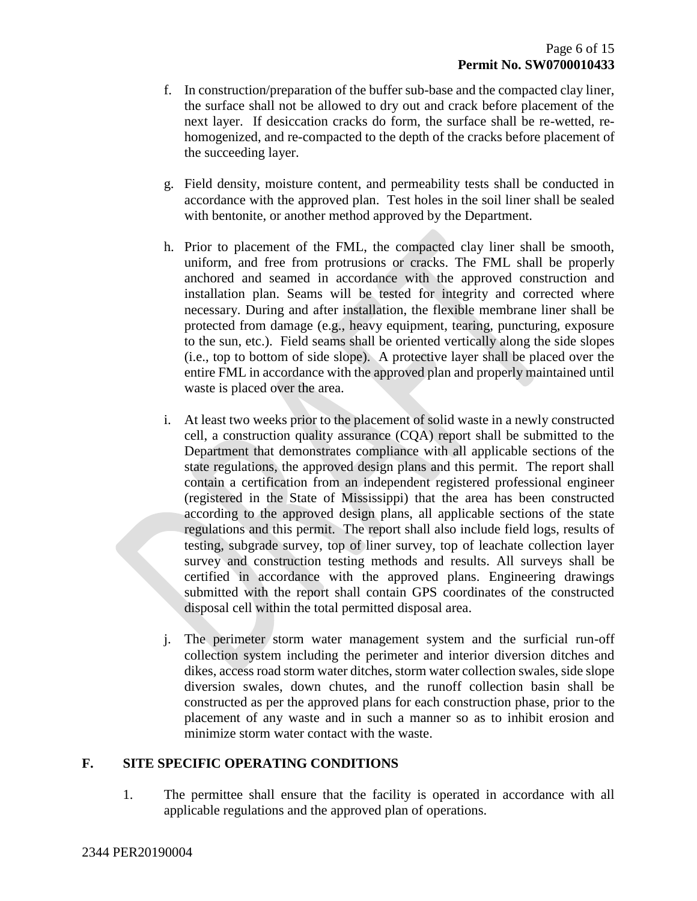f. In construction/preparation of the buffer sub-base and the compacted clay liner, the surface shall not be allowed to dry out and crack before placement of the next layer. If desiccation cracks do form, the surface shall be re-wetted, re-homogenized, and re-compacted to the depth of the cracks before placement of the succeeding layer.

g. Field density, moisture content, and permeability tests shall be conducted in accordance with the approved plan. Test holes in the soil liner shall be sealed with bentonite, or another method approved by the Department.

h. Prior to placement of the FML, the compacted clay liner shall be smooth, uniform, and free from protrusions or cracks. The FML shall be properly anchored and seamed in accordance with the approved construction and installation plan. Seams will be tested for integrity and corrected where necessary. During and after installation, the flexible membrane liner shall be protected from damage (e.g., heavy equipment, tearing, puncturing, exposure to the sun, etc.). Field seams shall be oriented vertically along the side slopes (i.e., top to bottom of side slope). A protective layer shall be placed over the entire FML in accordance with the approved plan and properly maintained until waste is placed over the area.

i. At least two weeks prior to the placement of solid waste in a newly constructed cell, a construction quality assurance (CQA) report shall be submitted to the Department that demonstrates compliance with all applicable sections of the state regulations, the approved design plans and this permit. The report shall contain a certification from an independent registered professional engineer (registered in the State of Mississippi) that the area has been constructed according to the approved design plans, all applicable sections of the state regulations and this permit. The report shall also include field logs, results of testing, subgrade survey, top of liner survey, top of leachate collection layer survey and construction testing methods and results. All surveys shall be certified in accordance with the approved plans. Engineering drawings submitted with the report shall contain GPS coordinates of the constructed disposal cell within the total permitted disposal area.

j. The perimeter storm water management system and the surficial run-off collection system including the perimeter and interior diversion ditches and dikes, access road storm water ditches, storm water collection swales, side slope diversion swales, down chutes, and the runoff collection basin shall be constructed as per the approved plans for each construction phase, prior to the placement of any waste and in such a manner so as to inhibit erosion and minimize storm water contact with the waste.

## F. SITE SPECIFIC OPERATING CONDITIONS

1. The permittee shall ensure that the facility is operated in accordance with all applicable regulations and the approved plan of operations.

2344 PER20190004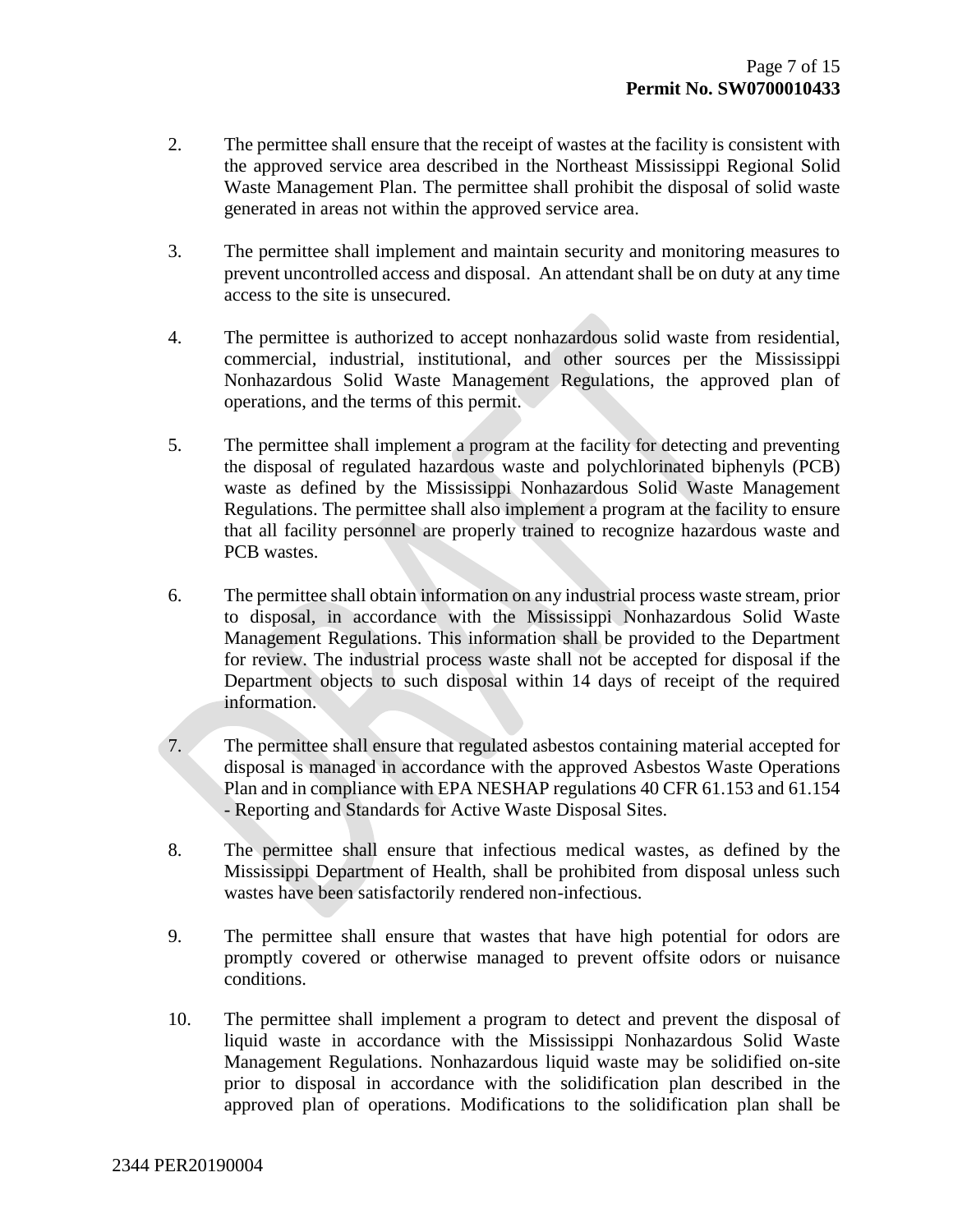2. The permittee shall ensure that the receipt of wastes at the facility is consistent with the approved service area described in the Northeast Mississippi Regional Solid Waste Management Plan. The permittee shall prohibit the disposal of solid waste generated in areas not within the approved service area.

3. The permittee shall implement and maintain security and monitoring measures to prevent uncontrolled access and disposal. An attendant shall be on duty at any time access to the site is unsecured.

4. The permittee is authorized to accept nonhazardous solid waste from residential, commercial, industrial, institutional, and other sources per the Mississippi Nonhazardous Solid Waste Management Regulations, the approved plan of operations, and the terms of this permit.

5. The permittee shall implement a program at the facility for detecting and preventing the disposal of regulated hazardous waste and polychlorinated biphenyls (PCB) waste as defined by the Mississippi Nonhazardous Solid Waste Management Regulations. The permittee shall also implement a program at the facility to ensure that all facility personnel are properly trained to recognize hazardous waste and PCB wastes.

6. The permittee shall obtain information on any industrial process waste stream, prior to disposal, in accordance with the Mississippi Nonhazardous Solid Waste Management Regulations. This information shall be provided to the Department for review. The industrial process waste shall not be accepted for disposal if the Department objects to such disposal within 14 days of receipt of the required information.

7. The permittee shall ensure that regulated asbestos containing material accepted for disposal is managed in accordance with the approved Asbestos Waste Operations Plan and in compliance with EPA NESHAP regulations 40 CFR 61.153 and 61.154 - Reporting and Standards for Active Waste Disposal Sites.

8. The permittee shall ensure that infectious medical wastes, as defined by the Mississippi Department of Health, shall be prohibited from disposal unless such wastes have been satisfactorily rendered non-infectious.

9. The permittee shall ensure that wastes that have high potential for odors are promptly covered or otherwise managed to prevent offsite odors or nuisance conditions.

10. The permittee shall implement a program to detect and prevent the disposal of liquid waste in accordance with the Mississippi Nonhazardous Solid Waste Management Regulations. Nonhazardous liquid waste may be solidified on-site prior to disposal in accordance with the solidification plan described in the approved plan of operations. Modifications to the solidification plan shall be

2344 PER20190004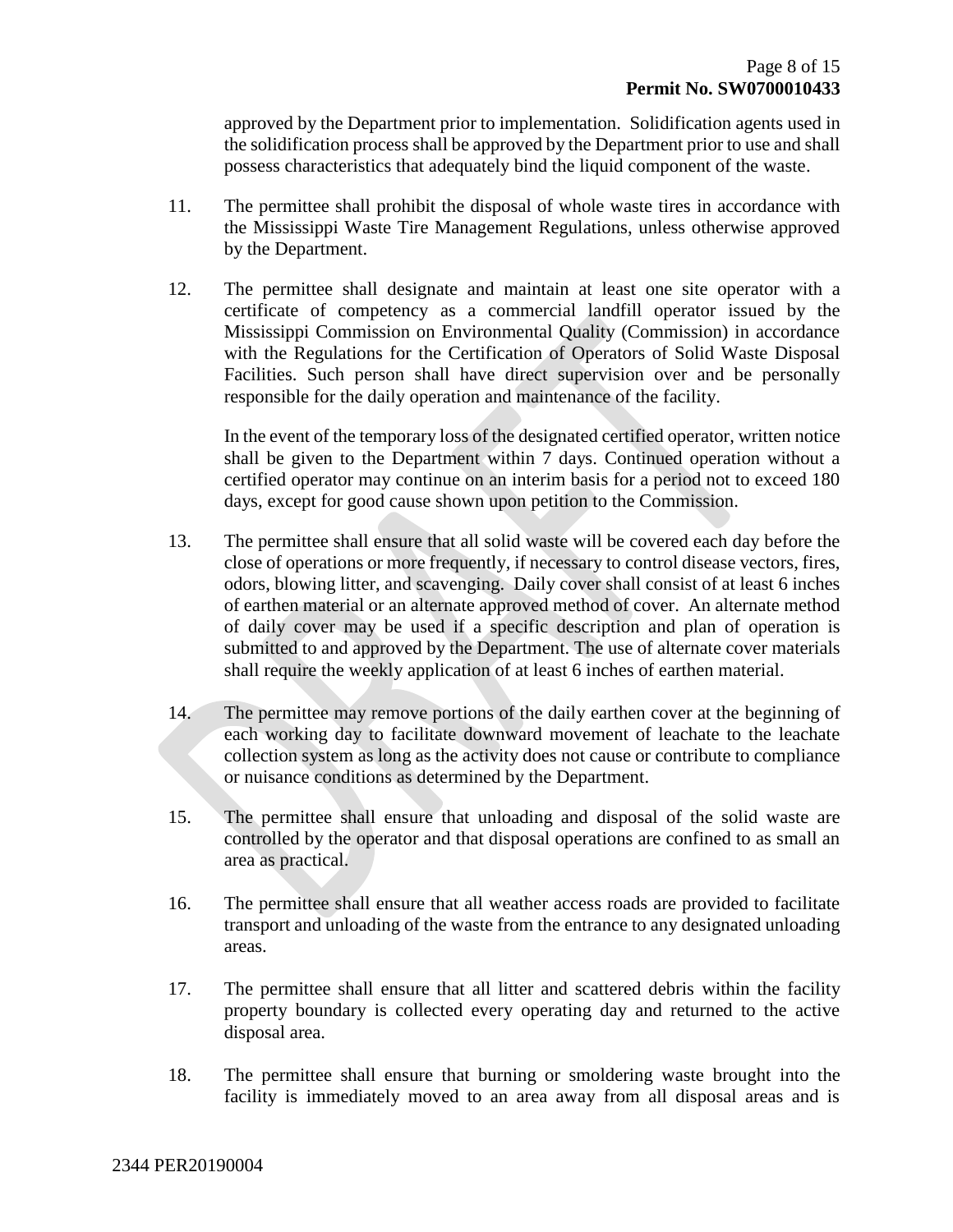approved by the Department prior to implementation. Solidification agents used in the solidification process shall be approved by the Department prior to use and shall possess characteristics that adequately bind the liquid component of the waste.

11. The permittee shall prohibit the disposal of whole waste tires in accordance with the Mississippi Waste Tire Management Regulations, unless otherwise approved by the Department.

12. The permittee shall designate and maintain at least one site operator with a certificate of competency as a commercial landfill operator issued by the Mississippi Commission on Environmental Quality (Commission) in accordance with the Regulations for the Certification of Operators of Solid Waste Disposal Facilities. Such person shall have direct supervision over and be personally responsible for the daily operation and maintenance of the facility.

    In the event of the temporary loss of the designated certified operator, written notice shall be given to the Department within 7 days. Continued operation without a certified operator may continue on an interim basis for a period not to exceed 180 days, except for good cause shown upon petition to the Commission.

13. The permittee shall ensure that all solid waste will be covered each day before the close of operations or more frequently, if necessary to control disease vectors, fires, odors, blowing litter, and scavenging. Daily cover shall consist of at least 6 inches of earthen material or an alternate approved method of cover. An alternate method of daily cover may be used if a specific description and plan of operation is submitted to and approved by the Department. The use of alternate cover materials shall require the weekly application of at least 6 inches of earthen material.

14. The permittee may remove portions of the daily earthen cover at the beginning of each working day to facilitate downward movement of leachate to the leachate collection system as long as the activity does not cause or contribute to compliance or nuisance conditions as determined by the Department.

15. The permittee shall ensure that unloading and disposal of the solid waste are controlled by the operator and that disposal operations are confined to as small an area as practical.

16. The permittee shall ensure that all weather access roads are provided to facilitate transport and unloading of the waste from the entrance to any designated unloading areas.

17. The permittee shall ensure that all litter and scattered debris within the facility property boundary is collected every operating day and returned to the active disposal area.

18. The permittee shall ensure that burning or smoldering waste brought into the facility is immediately moved to an area away from all disposal areas and is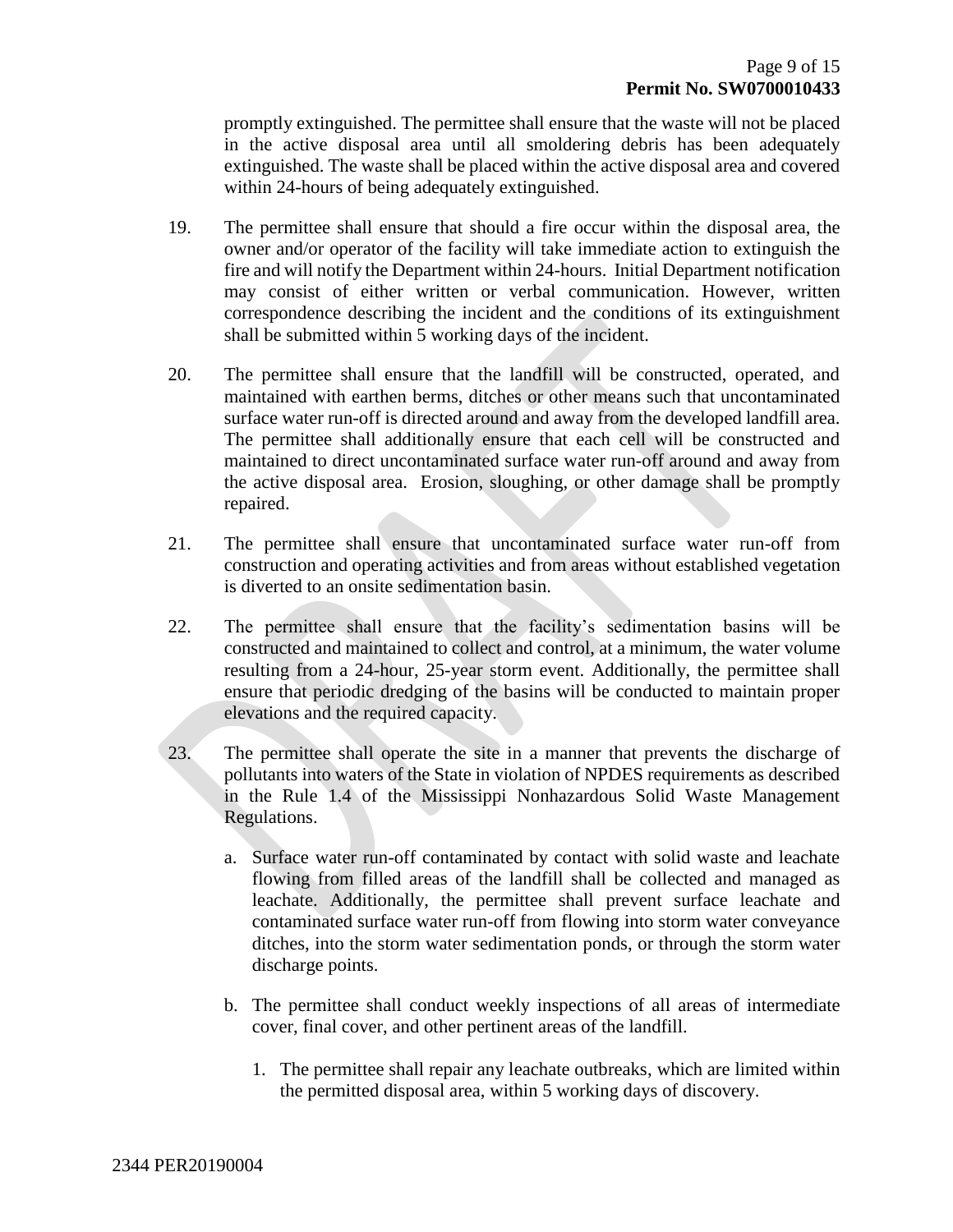promptly extinguished. The permittee shall ensure that the waste will not be placed in the active disposal area until all smoldering debris has been adequately extinguished. The waste shall be placed within the active disposal area and covered within 24-hours of being adequately extinguished.

19. The permittee shall ensure that should a fire occur within the disposal area, the owner and/or operator of the facility will take immediate action to extinguish the fire and will notify the Department within 24-hours. Initial Department notification may consist of either written or verbal communication. However, written correspondence describing the incident and the conditions of its extinguishment shall be submitted within 5 working days of the incident.

20. The permittee shall ensure that the landfill will be constructed, operated, and maintained with earthen berms, ditches or other means such that uncontaminated surface water run-off is directed around and away from the developed landfill area. The permittee shall additionally ensure that each cell will be constructed and maintained to direct uncontaminated surface water run-off around and away from the active disposal area. Erosion, sloughing, or other damage shall be promptly repaired.

21. The permittee shall ensure that uncontaminated surface water run-off from construction and operating activities and from areas without established vegetation is diverted to an onsite sedimentation basin.

22. The permittee shall ensure that the facility's sedimentation basins will be constructed and maintained to collect and control, at a minimum, the water volume resulting from a 24-hour, 25-year storm event. Additionally, the permittee shall ensure that periodic dredging of the basins will be conducted to maintain proper elevations and the required capacity.

23. The permittee shall operate the site in a manner that prevents the discharge of pollutants into waters of the State in violation of NPDES requirements as described in the Rule 1.4 of the Mississippi Nonhazardous Solid Waste Management Regulations.

    a. Surface water run-off contaminated by contact with solid waste and leachate flowing from filled areas of the landfill shall be collected and managed as leachate. Additionally, the permittee shall prevent surface leachate and contaminated surface water run-off from flowing into storm water conveyance ditches, into the storm water sedimentation ponds, or through the storm water discharge points.

    b. The permittee shall conduct weekly inspections of all areas of intermediate cover, final cover, and other pertinent areas of the landfill.

        1. The permittee shall repair any leachate outbreaks, which are limited within the permitted disposal area, within 5 working days of discovery.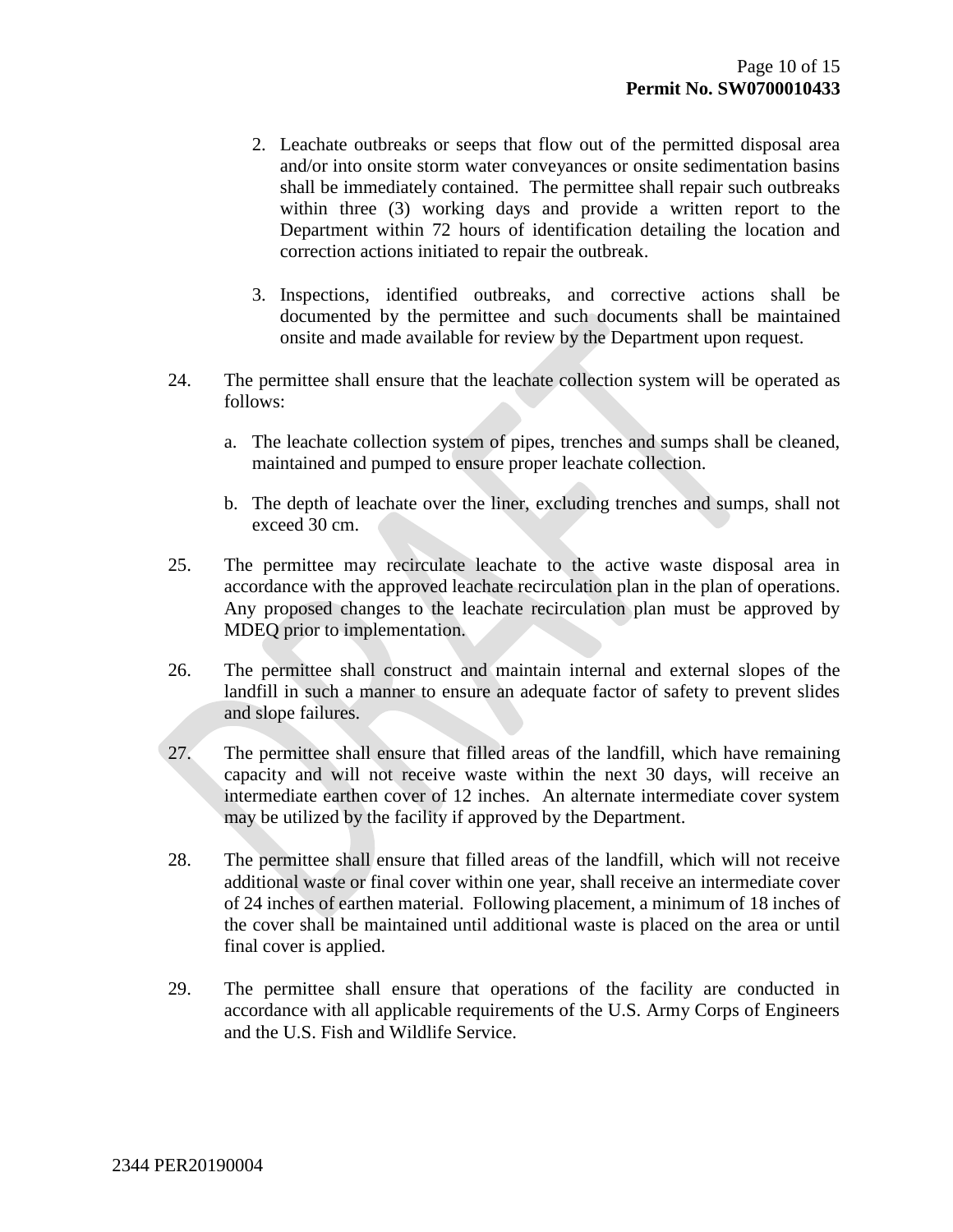2. Leachate outbreaks or seeps that flow out of the permitted disposal area and/or into onsite storm water conveyances or onsite sedimentation basins shall be immediately contained. The permittee shall repair such outbreaks within three (3) working days and provide a written report to the Department within 72 hours of identification detailing the location and correction actions initiated to repair the outbreak.

3. Inspections, identified outbreaks, and corrective actions shall be documented by the permittee and such documents shall be maintained onsite and made available for review by the Department upon request.

24. The permittee shall ensure that the leachate collection system will be operated as follows:

    a. The leachate collection system of pipes, trenches and sumps shall be cleaned, maintained and pumped to ensure proper leachate collection.

    b. The depth of leachate over the liner, excluding trenches and sumps, shall not exceed 30 cm.

25. The permittee may recirculate leachate to the active waste disposal area in accordance with the approved leachate recirculation plan in the plan of operations. Any proposed changes to the leachate recirculation plan must be approved by MDEQ prior to implementation.

26. The permittee shall construct and maintain internal and external slopes of the landfill in such a manner to ensure an adequate factor of safety to prevent slides and slope failures.

27. The permittee shall ensure that filled areas of the landfill, which have remaining capacity and will not receive waste within the next 30 days, will receive an intermediate earthen cover of 12 inches. An alternate intermediate cover system may be utilized by the facility if approved by the Department.

28. The permittee shall ensure that filled areas of the landfill, which will not receive additional waste or final cover within one year, shall receive an intermediate cover of 24 inches of earthen material. Following placement, a minimum of 18 inches of the cover shall be maintained until additional waste is placed on the area or until final cover is applied.

29. The permittee shall ensure that operations of the facility are conducted in accordance with all applicable requirements of the U.S. Army Corps of Engineers and the U.S. Fish and Wildlife Service.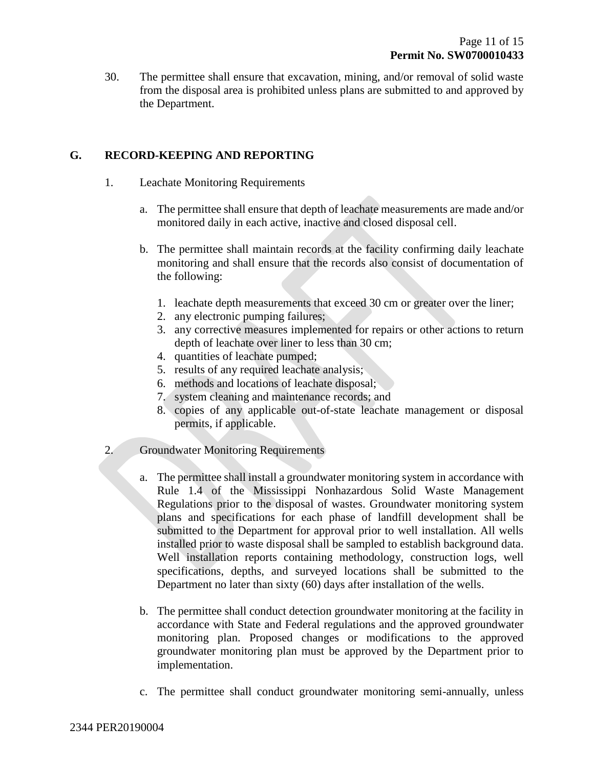30. The permittee shall ensure that excavation, mining, and/or removal of solid waste from the disposal area is prohibited unless plans are submitted to and approved by the Department.

## G. RECORD-KEEPING AND REPORTING

1. Leachate Monitoring Requirements

   a. The permittee shall ensure that depth of leachate measurements are made and/or monitored daily in each active, inactive and closed disposal cell.

   b. The permittee shall maintain records at the facility confirming daily leachate monitoring and shall ensure that the records also consist of documentation of the following:

      1. leachate depth measurements that exceed 30 cm or greater over the liner;
      2. any electronic pumping failures;
      3. any corrective measures implemented for repairs or other actions to return depth of leachate over liner to less than 30 cm;
      4. quantities of leachate pumped;
      5. results of any required leachate analysis;
      6. methods and locations of leachate disposal;
      7. system cleaning and maintenance records; and
      8. copies of any applicable out-of-state leachate management or disposal permits, if applicable.

2. Groundwater Monitoring Requirements

   a. The permittee shall install a groundwater monitoring system in accordance with Rule 1.4 of the Mississippi Nonhazardous Solid Waste Management Regulations prior to the disposal of wastes. Groundwater monitoring system plans and specifications for each phase of landfill development shall be submitted to the Department for approval prior to well installation. All wells installed prior to waste disposal shall be sampled to establish background data. Well installation reports containing methodology, construction logs, well specifications, depths, and surveyed locations shall be submitted to the Department no later than sixty (60) days after installation of the wells.

   b. The permittee shall conduct detection groundwater monitoring at the facility in accordance with State and Federal regulations and the approved groundwater monitoring plan. Proposed changes or modifications to the approved groundwater monitoring plan must be approved by the Department prior to implementation.

   c. The permittee shall conduct groundwater monitoring semi-annually, unless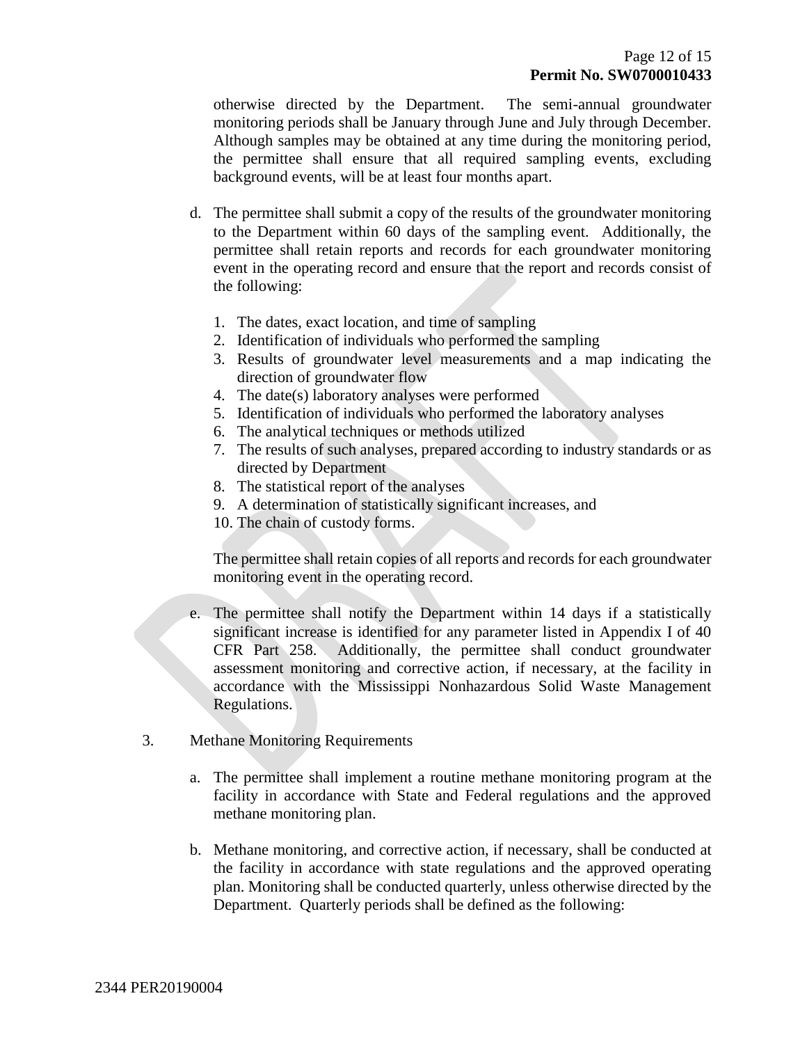otherwise directed by the Department. The semi-annual groundwater monitoring periods shall be January through June and July through December. Although samples may be obtained at any time during the monitoring period, the permittee shall ensure that all required sampling events, excluding background events, will be at least four months apart.

d. The permittee shall submit a copy of the results of the groundwater monitoring to the Department within 60 days of the sampling event. Additionally, the permittee shall retain reports and records for each groundwater monitoring event in the operating record and ensure that the report and records consist of the following:

1. The dates, exact location, and time of sampling
2. Identification of individuals who performed the sampling
3. Results of groundwater level measurements and a map indicating the direction of groundwater flow
4. The date(s) laboratory analyses were performed
5. Identification of individuals who performed the laboratory analyses
6. The analytical techniques or methods utilized
7. The results of such analyses, prepared according to industry standards or as directed by Department
8. The statistical report of the analyses
9. A determination of statistically significant increases, and
10. The chain of custody forms.

The permittee shall retain copies of all reports and records for each groundwater monitoring event in the operating record.

e. The permittee shall notify the Department within 14 days if a statistically significant increase is identified for any parameter listed in Appendix I of 40 CFR Part 258. Additionally, the permittee shall conduct groundwater assessment monitoring and corrective action, if necessary, at the facility in accordance with the Mississippi Nonhazardous Solid Waste Management Regulations.

3. Methane Monitoring Requirements

a. The permittee shall implement a routine methane monitoring program at the facility in accordance with State and Federal regulations and the approved methane monitoring plan.

b. Methane monitoring, and corrective action, if necessary, shall be conducted at the facility in accordance with state regulations and the approved operating plan. Monitoring shall be conducted quarterly, unless otherwise directed by the Department. Quarterly periods shall be defined as the following:

2344 PER20190004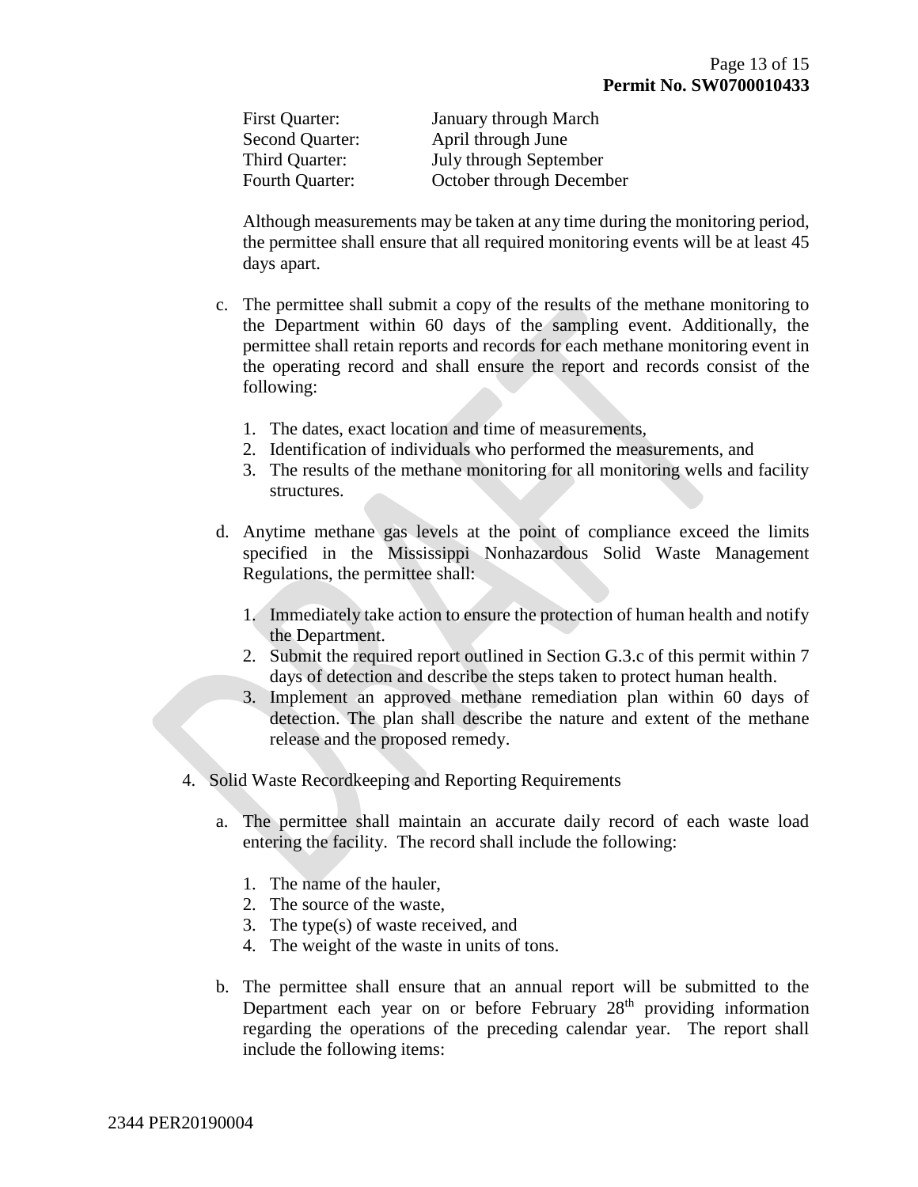| | |
|---|---|
| First Quarter: | January through March |
| Second Quarter: | April through June |
| Third Quarter: | July through September |
| Fourth Quarter: | October through December |

Although measurements may be taken at any time during the monitoring period, the permittee shall ensure that all required monitoring events will be at least 45 days apart.

c. The permittee shall submit a copy of the results of the methane monitoring to the Department within 60 days of the sampling event. Additionally, the permittee shall retain reports and records for each methane monitoring event in the operating record and shall ensure the report and records consist of the following:

   1. The dates, exact location and time of measurements,
   2. Identification of individuals who performed the measurements, and
   3. The results of the methane monitoring for all monitoring wells and facility structures.

d. Anytime methane gas levels at the point of compliance exceed the limits specified in the Mississippi Nonhazardous Solid Waste Management Regulations, the permittee shall:

   1. Immediately take action to ensure the protection of human health and notify the Department.
   2. Submit the required report outlined in Section G.3.c of this permit within 7 days of detection and describe the steps taken to protect human health.
   3. Implement an approved methane remediation plan within 60 days of detection. The plan shall describe the nature and extent of the methane release and the proposed remedy.

4. Solid Waste Recordkeeping and Reporting Requirements

   a. The permittee shall maintain an accurate daily record of each waste load entering the facility. The record shall include the following:

      1. The name of the hauler,
      2. The source of the waste,
      3. The type(s) of waste received, and
      4. The weight of the waste in units of tons.

   b. The permittee shall ensure that an annual report will be submitted to the Department each year on or before February 28th providing information regarding the operations of the preceding calendar year. The report shall include the following items:

2344 PER20190004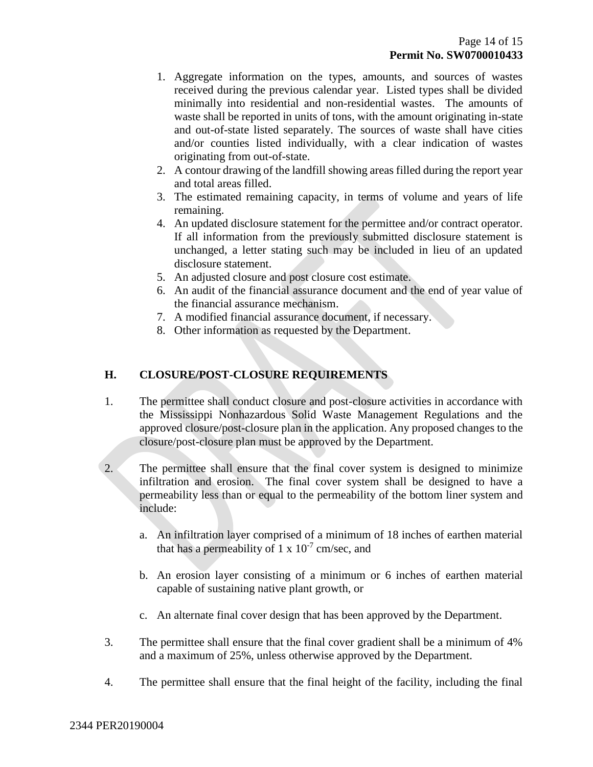1. Aggregate information on the types, amounts, and sources of wastes received during the previous calendar year. Listed types shall be divided minimally into residential and non-residential wastes. The amounts of waste shall be reported in units of tons, with the amount originating in-state and out-of-state listed separately. The sources of waste shall have cities and/or counties listed individually, with a clear indication of wastes originating from out-of-state.
2. A contour drawing of the landfill showing areas filled during the report year and total areas filled.
3. The estimated remaining capacity, in terms of volume and years of life remaining.
4. An updated disclosure statement for the permittee and/or contract operator. If all information from the previously submitted disclosure statement is unchanged, a letter stating such may be included in lieu of an updated disclosure statement.
5. An adjusted closure and post closure cost estimate.
6. An audit of the financial assurance document and the end of year value of the financial assurance mechanism.
7. A modified financial assurance document, if necessary.
8. Other information as requested by the Department.

## H. CLOSURE/POST-CLOSURE REQUIREMENTS

1. The permittee shall conduct closure and post-closure activities in accordance with the Mississippi Nonhazardous Solid Waste Management Regulations and the approved closure/post-closure plan in the application. Any proposed changes to the closure/post-closure plan must be approved by the Department.

2. The permittee shall ensure that the final cover system is designed to minimize infiltration and erosion. The final cover system shall be designed to have a permeability less than or equal to the permeability of the bottom liner system and include:

   a. An infiltration layer comprised of a minimum of 18 inches of earthen material that has a permeability of $1 \times 10^{-7}$ cm/sec, and

   b. An erosion layer consisting of a minimum or 6 inches of earthen material capable of sustaining native plant growth, or

   c. An alternate final cover design that has been approved by the Department.

3. The permittee shall ensure that the final cover gradient shall be a minimum of 4% and a maximum of 25%, unless otherwise approved by the Department.

4. The permittee shall ensure that the final height of the facility, including the final

2344 PER20190004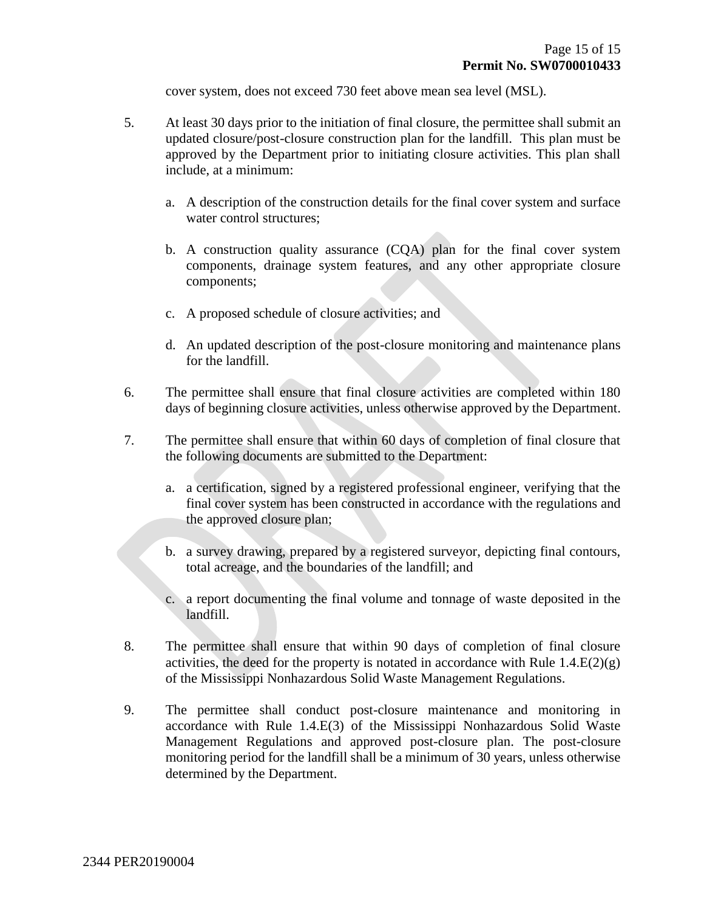cover system, does not exceed 730 feet above mean sea level (MSL).

5. At least 30 days prior to the initiation of final closure, the permittee shall submit an updated closure/post-closure construction plan for the landfill. This plan must be approved by the Department prior to initiating closure activities. This plan shall include, at a minimum:

   a. A description of the construction details for the final cover system and surface water control structures;

   b. A construction quality assurance (CQA) plan for the final cover system components, drainage system features, and any other appropriate closure components;

   c. A proposed schedule of closure activities; and

   d. An updated description of the post-closure monitoring and maintenance plans for the landfill.

6. The permittee shall ensure that final closure activities are completed within 180 days of beginning closure activities, unless otherwise approved by the Department.

7. The permittee shall ensure that within 60 days of completion of final closure that the following documents are submitted to the Department:

   a. a certification, signed by a registered professional engineer, verifying that the final cover system has been constructed in accordance with the regulations and the approved closure plan;

   b. a survey drawing, prepared by a registered surveyor, depicting final contours, total acreage, and the boundaries of the landfill; and

   c. a report documenting the final volume and tonnage of waste deposited in the landfill.

8. The permittee shall ensure that within 90 days of completion of final closure activities, the deed for the property is notated in accordance with Rule 1.4.E(2)(g) of the Mississippi Nonhazardous Solid Waste Management Regulations.

9. The permittee shall conduct post-closure maintenance and monitoring in accordance with Rule 1.4.E(3) of the Mississippi Nonhazardous Solid Waste Management Regulations and approved post-closure plan. The post-closure monitoring period for the landfill shall be a minimum of 30 years, unless otherwise determined by the Department.

2344 PER20190004